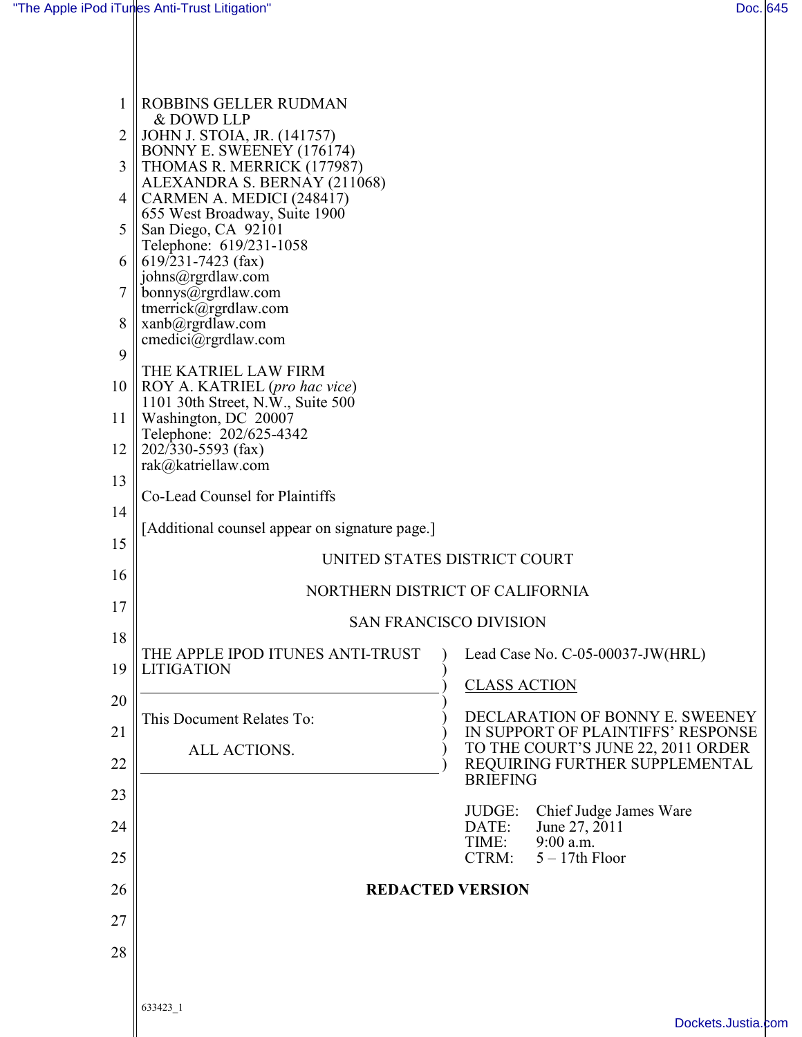ROBBINS GELLER RUDMAN
& DOWD LLP
JOHN J. STOIA, JR. (141757)
BONNY E. SWEENEY (176174)
THOMAS R. MERRICK (177987)
ALEXANDRA S. BERNAY (211068)
CARMEN A. MEDICI (248417)
655 West Broadway, Suite 1900
San Diego, CA 92101
Telephone: 619/231-1058
619/231-7423 (fax)
johns@rgrdlaw.com
bonnys@rgrdlaw.com
tmerrick@rgrdlaw.com
xanb@rgrdlaw.com
cmedici@rgrdlaw.com

THE KATRIEL LAW FIRM
ROY A. KATRIEL (*pro hac vice*)
1101 30th Street, N.W., Suite 500
Washington, DC 20007
Telephone: 202/625-4342
202/330-5593 (fax)
rak@katriellaw.com

Co-Lead Counsel for Plaintiffs

[Additional counsel appear on signature page.]

UNITED STATES DISTRICT COURT

NORTHERN DISTRICT OF CALIFORNIA

SAN FRANCISCO DIVISION

| | |
|---|---|
| THE APPLE IPOD ITUNES ANTI-TRUST LITIGATION | Lead Case No. C-05-00037-JW(HRL) |
| | CLASS ACTION |
| This Document Relates To: ALL ACTIONS. | DECLARATION OF BONNY E. SWEENEY IN SUPPORT OF PLAINTIFFS' RESPONSE TO THE COURT'S JUNE 22, 2011 ORDER REQUIRING FURTHER SUPPLEMENTAL BRIEFING |
| | JUDGE: Chief Judge James Ware<br>DATE: June 27, 2011<br>TIME: 9:00 a.m.<br>CTRM: 5 – 17th Floor |

**REDACTED VERSION**

633423_1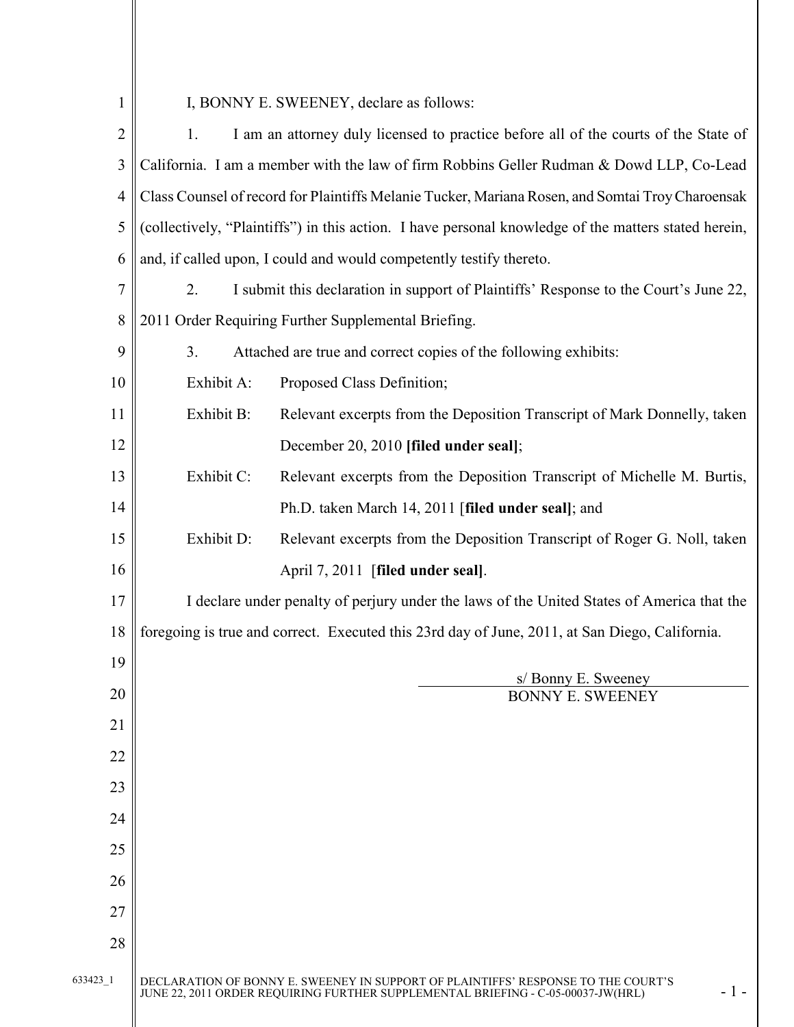I, BONNY E. SWEENEY, declare as follows:

1. I am an attorney duly licensed to practice before all of the courts of the State of California. I am a member with the law of firm Robbins Geller Rudman & Dowd LLP, Co-Lead Class Counsel of record for Plaintiffs Melanie Tucker, Mariana Rosen, and Somtai Troy Charoensak (collectively, "Plaintiffs") in this action. I have personal knowledge of the matters stated herein, and, if called upon, I could and would competently testify thereto.

2. I submit this declaration in support of Plaintiffs' Response to the Court's June 22, 2011 Order Requiring Further Supplemental Briefing.

3. Attached are true and correct copies of the following exhibits:

Exhibit A: Proposed Class Definition;

Exhibit B: Relevant excerpts from the Deposition Transcript of Mark Donnelly, taken December 20, 2010 **[filed under seal]**;

Exhibit C: Relevant excerpts from the Deposition Transcript of Michelle M. Burtis, Ph.D. taken March 14, 2011 [**filed under seal]**; and

Exhibit D: Relevant excerpts from the Deposition Transcript of Roger G. Noll, taken April 7, 2011 [**filed under seal]**.

I declare under penalty of perjury under the laws of the United States of America that the foregoing is true and correct. Executed this 23rd day of June, 2011, at San Diego, California.

s/ Bonny E. Sweeney
BONNY E. SWEENEY

633423_1

DECLARATION OF BONNY E. SWEENEY IN SUPPORT OF PLAINTIFFS' RESPONSE TO THE COURT'S JUNE 22, 2011 ORDER REQUIRING FURTHER SUPPLEMENTAL BRIEFING - C-05-00037-JW(HRL)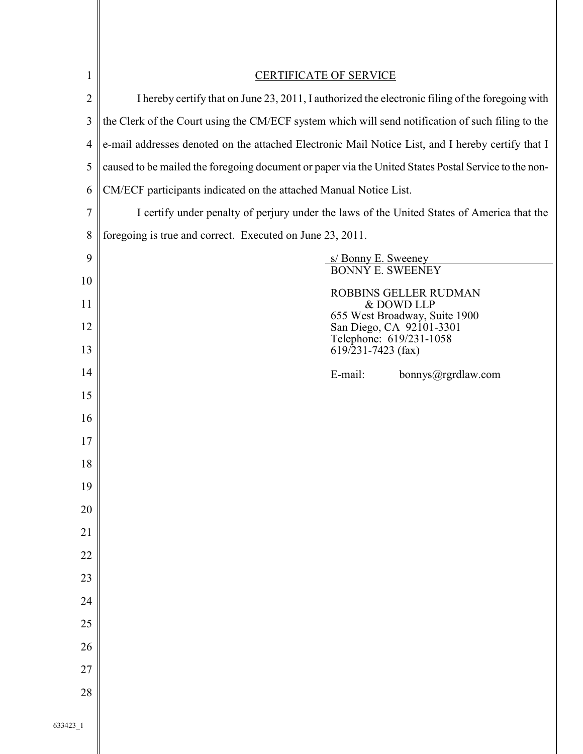## CERTIFICATE OF SERVICE

I hereby certify that on June 23, 2011, I authorized the electronic filing of the foregoing with the Clerk of the Court using the CM/ECF system which will send notification of such filing to the e-mail addresses denoted on the attached Electronic Mail Notice List, and I hereby certify that I caused to be mailed the foregoing document or paper via the United States Postal Service to the non-CM/ECF participants indicated on the attached Manual Notice List.

I certify under penalty of perjury under the laws of the United States of America that the foregoing is true and correct. Executed on June 23, 2011.

s/ Bonny E. Sweeney
BONNY E. SWEENEY

ROBBINS GELLER RUDMAN
& DOWD LLP
655 West Broadway, Suite 1900
San Diego, CA 92101-3301
Telephone: 619/231-1058
619/231-7423 (fax)

E-mail: bonnys@rgrdlaw.com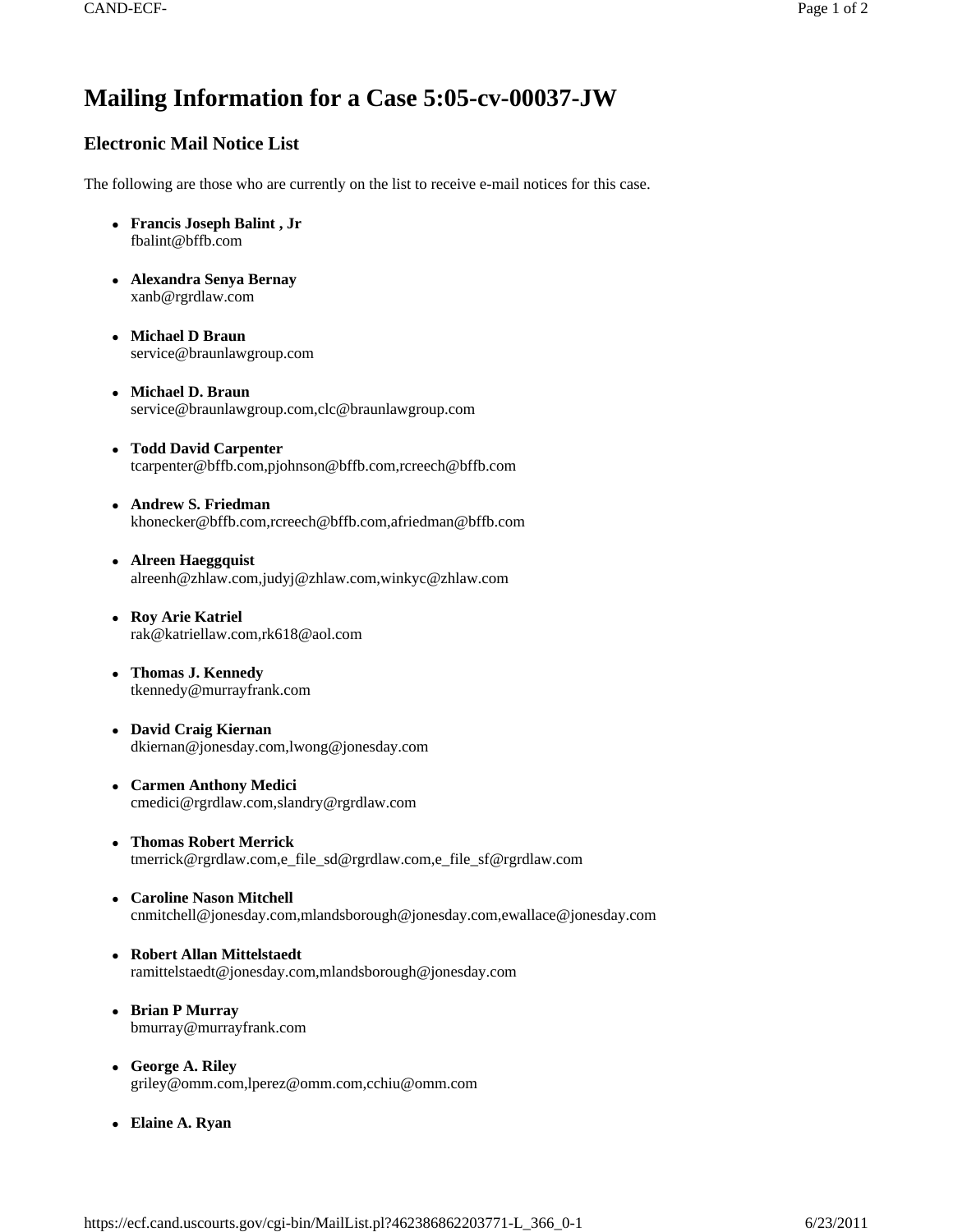# Mailing Information for a Case 5:05-cv-00037-JW

## Electronic Mail Notice List

The following are those who are currently on the list to receive e-mail notices for this case.

- **Francis Joseph Balint , Jr**
  fbalint@bffb.com
- **Alexandra Senya Bernay**
  xanb@rgrdlaw.com
- **Michael D Braun**
  service@braunlawgroup.com
- **Michael D. Braun**
  service@braunlawgroup.com,clc@braunlawgroup.com
- **Todd David Carpenter**
  tcarpenter@bffb.com,pjohnson@bffb.com,rcreech@bffb.com
- **Andrew S. Friedman**
  khonecker@bffb.com,rcreech@bffb.com,afriedman@bffb.com
- **Alreen Haeggquist**
  alreenh@zhlaw.com,judyj@zhlaw.com,winkyc@zhlaw.com
- **Roy Arie Katriel**
  rak@katriellaw.com,rk618@aol.com
- **Thomas J. Kennedy**
  tkennedy@murrayfrank.com
- **David Craig Kiernan**
  dkiernan@jonesday.com,lwong@jonesday.com
- **Carmen Anthony Medici**
  cmedici@rgrdlaw.com,slandry@rgrdlaw.com
- **Thomas Robert Merrick**
  tmerrick@rgrdlaw.com,e_file_sd@rgrdlaw.com,e_file_sf@rgrdlaw.com
- **Caroline Nason Mitchell**
  cnmitchell@jonesday.com,mlandsborough@jonesday.com,ewallace@jonesday.com
- **Robert Allan Mittelstaedt**
  ramittelstaedt@jonesday.com,mlandsborough@jonesday.com
- **Brian P Murray**
  bmurray@murrayfrank.com
- **George A. Riley**
  griley@omm.com,lperez@omm.com,cchiu@omm.com
- **Elaine A. Ryan**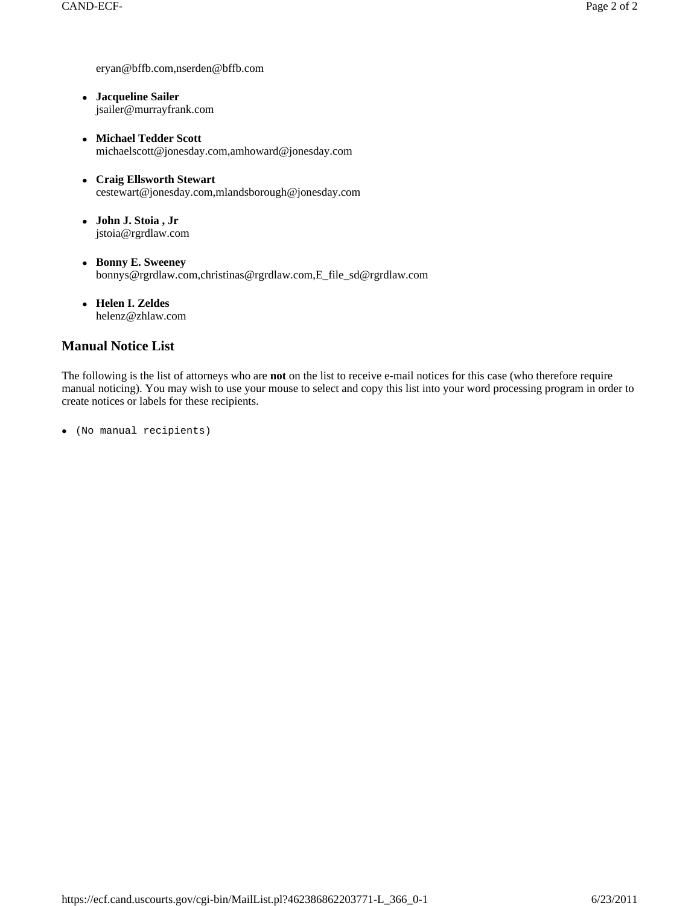eryan@bffb.com,nserden@bffb.com

- **Jacqueline Sailer**
  jsailer@murrayfrank.com

- **Michael Tedder Scott**
  michaelscott@jonesday.com,amhoward@jonesday.com

- **Craig Ellsworth Stewart**
  cestewart@jonesday.com,mlandsborough@jonesday.com

- **John J. Stoia , Jr**
  jstoia@rgrdlaw.com

- **Bonny E. Sweeney**
  bonnys@rgrdlaw.com,christinas@rgrdlaw.com,E_file_sd@rgrdlaw.com

- **Helen I. Zeldes**
  helenz@zhlaw.com

## Manual Notice List

The following is the list of attorneys who are **not** on the list to receive e-mail notices for this case (who therefore require manual noticing). You may wish to use your mouse to select and copy this list into your word processing program in order to create notices or labels for these recipients.

- (No manual recipients)